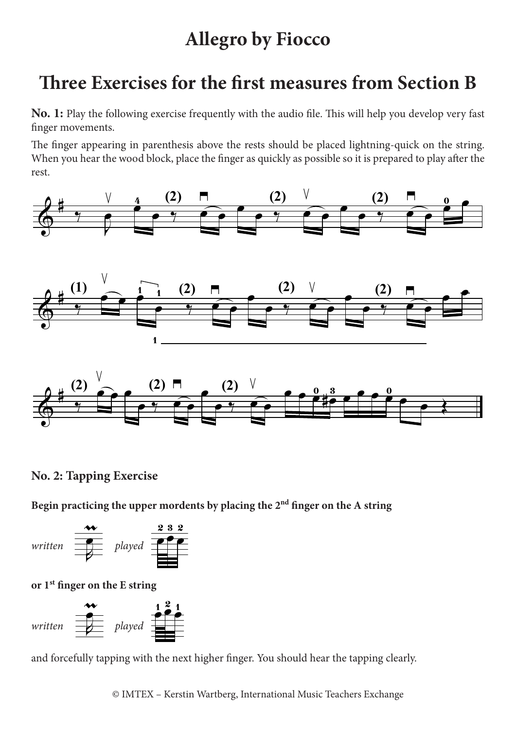# Allegro by Fiocco

## Three Exercises for the first measures from Section B

**No. 1:** Play the following exercise frequently with the audio file. This will help you develop very fast finger movements.

The finger appearing in parenthesis above the rests should be placed lightning-quick on the string. When you hear the wood block, place the finger as quickly as possible so it is prepared to play after the rest.

### No. 2: Tapping Exercise

**Begin practicing the upper mordents by placing the 2nd finger on the A string**

*written* *played*

**or 1st finger on the E string**

*written* *played*

and forcefully tapping with the next higher finger. You should hear the tapping clearly.

© IMTEX – Kerstin Wartberg, International Music Teachers Exchange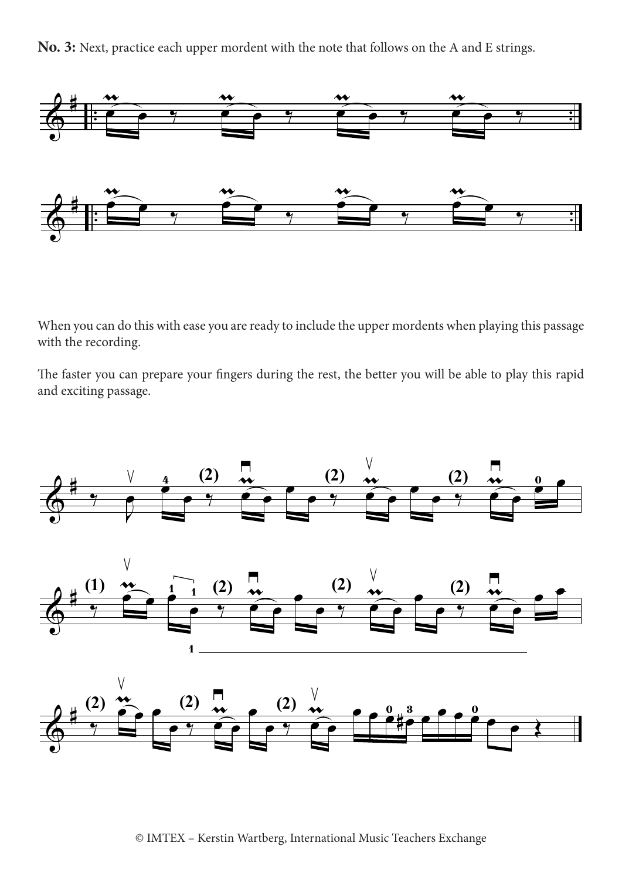**No. 3:** Next, practice each upper mordent with the note that follows on the A and E strings.

When you can do this with ease you are ready to include the upper mordents when playing this passage with the recording.

The faster you can prepare your fingers during the rest, the better you will be able to play this rapid and exciting passage.

© IMTEX – Kerstin Wartberg, International Music Teachers Exchange